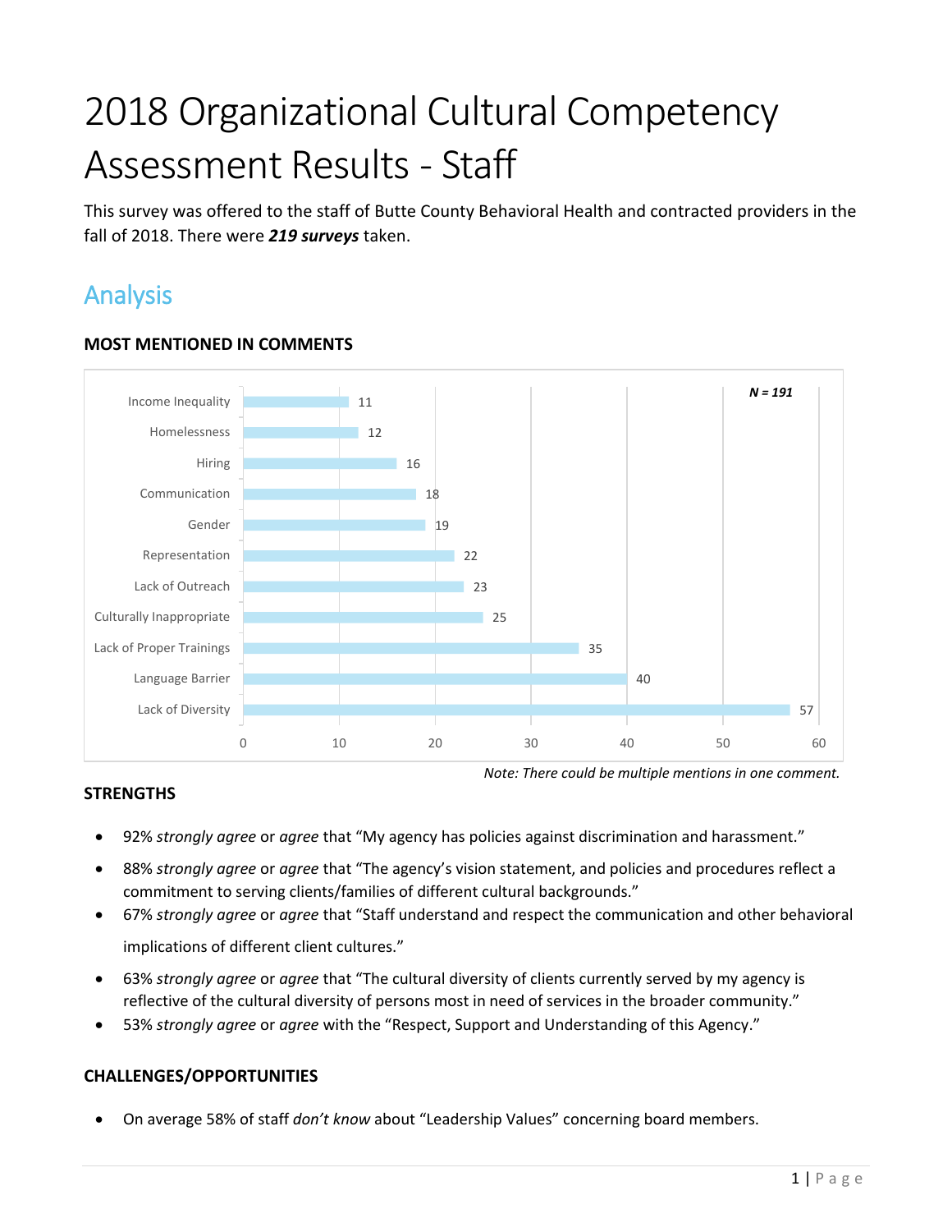# 2018 Organizational Cultural Competency Assessment Results - Staff

This survey was offered to the staff of Butte County Behavioral Health and contracted providers in the fall of 2018. There were ***219 surveys*** taken.

## Analysis

### MOST MENTIONED IN COMMENTS

*N = 191*

| Comment Topic | Mentions |
|---|---|
| Income Inequality | 11 |
| Homelessness | 12 |
| Hiring | 16 |
| Communication | 18 |
| Gender | 19 |
| Representation | 22 |
| Lack of Outreach | 23 |
| Culturally Inappropriate | 25 |
| Lack of Proper Trainings | 35 |
| Language Barrier | 40 |
| Lack of Diversity | 57 |

*Note: There could be multiple mentions in one comment.*

### STRENGTHS

- 92% *strongly agree* or *agree* that "My agency has policies against discrimination and harassment."
- 88% *strongly agree* or *agree* that "The agency's vision statement, and policies and procedures reflect a commitment to serving clients/families of different cultural backgrounds."
- 67% *strongly agree* or *agree* that "Staff understand and respect the communication and other behavioral implications of different client cultures."
- 63% *strongly agree* or *agree* that "The cultural diversity of clients currently served by my agency is reflective of the cultural diversity of persons most in need of services in the broader community."
- 53% *strongly agree* or *agree* with the "Respect, Support and Understanding of this Agency."

### CHALLENGES/OPPORTUNITIES

- On average 58% of staff *don't know* about "Leadership Values" concerning board members.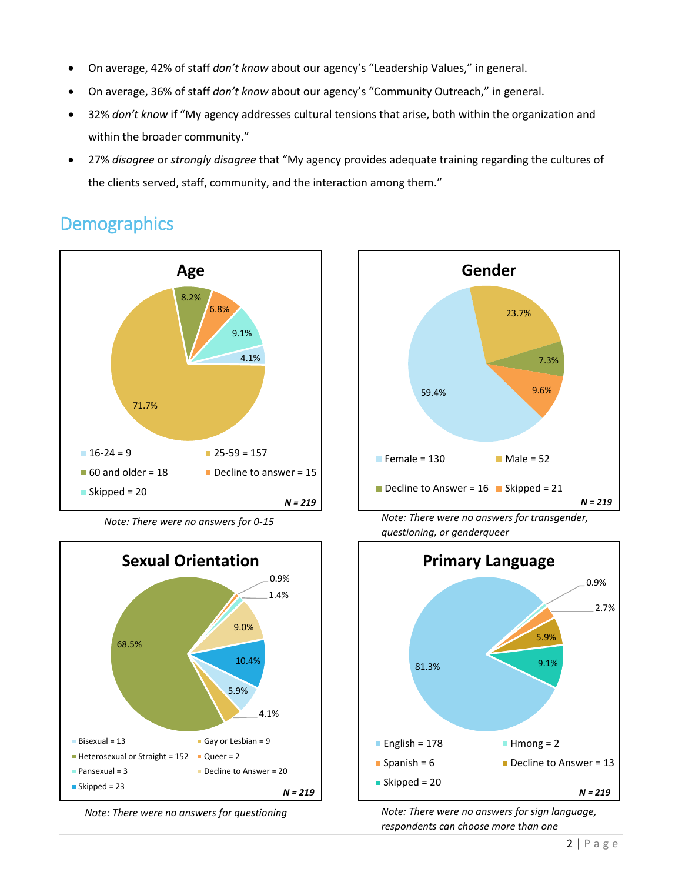- On average, 42% of staff *don't know* about our agency's "Leadership Values," in general.
- On average, 36% of staff *don't know* about our agency's "Community Outreach," in general.
- 32% *don't know* if "My agency addresses cultural tensions that arise, both within the organization and within the broader community."
- 27% *disagree* or *strongly disagree* that "My agency provides adequate training regarding the cultures of the clients served, staff, community, and the interaction among them."

## Demographics

### Age

| Category | Count | Percent |
|---|---|---|
| 16-24 | 9 | 4.1% |
| 25-59 | 157 | 71.7% |
| 60 and older | 18 | 8.2% |
| Decline to answer | 15 | 6.8% |
| Skipped | 20 | 9.1% |

***N = 219***

*Note: There were no answers for 0-15*

### Gender

| Category | Count | Percent |
|---|---|---|
| Female | 130 | 59.4% |
| Male | 52 | 23.7% |
| Decline to Answer | 16 | 7.3% |
| Skipped | 21 | 9.6% |

***N = 219***

*Note: There were no answers for transgender, questioning, or genderqueer*

### Sexual Orientation

| Category | Count | Percent |
|---|---|---|
| Bisexual | 13 | 5.9% |
| Gay or Lesbian | 9 | 4.1% |
| Heterosexual or Straight | 152 | 68.5% |
| Queer | 2 | 0.9% |
| Pansexual | 3 | 1.4% |
| Decline to Answer | 20 | 9.0% |
| Skipped | 23 | 10.4% |

***N = 219***

*Note: There were no answers for questioning*

### Primary Language

| Category | Count | Percent |
|---|---|---|
| English | 178 | 81.3% |
| Hmong | 2 | 0.9% |
| Spanish | 6 | 2.7% |
| Decline to Answer | 13 | 5.9% |
| Skipped | 20 | 9.1% |

***N = 219***

*Note: There were no answers for sign language, respondents can choose more than one*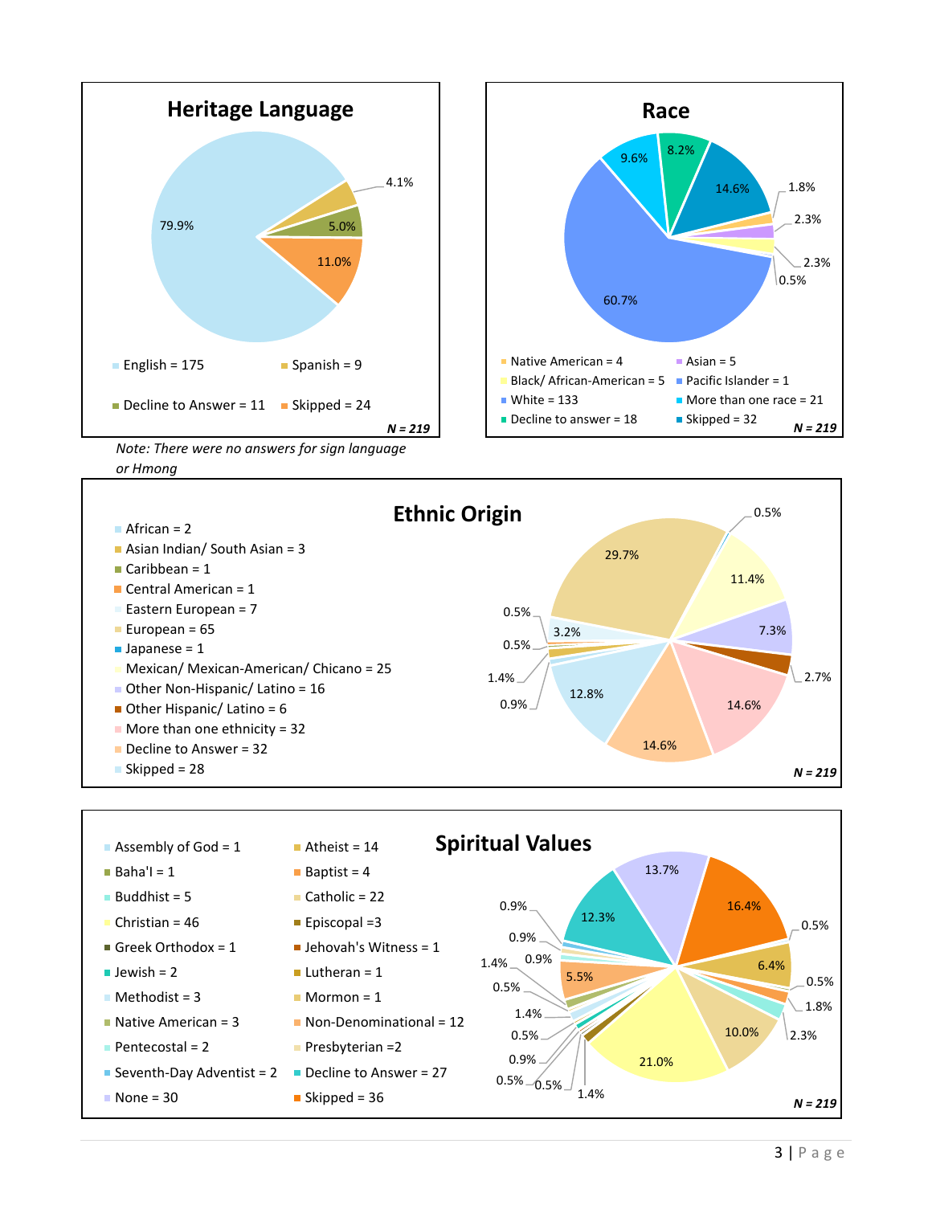## Heritage Language

| Category | Count | Percent |
|---|---|---|
| English | 175 | 79.9% |
| Spanish | 9 | 4.1% |
| Decline to Answer | 11 | 5.0% |
| Skipped | 24 | 11.0% |

*N = 219*

*Note: There were no answers for sign language or Hmong*

## Race

| Category | Count | Percent |
|---|---|---|
| Native American | 4 | 1.8% |
| Asian | 5 | 2.3% |
| Black/ African-American | 5 | 2.3% |
| Pacific Islander | 1 | 0.5% |
| White | 133 | 60.7% |
| More than one race | 21 | 9.6% |
| Decline to answer | 18 | 8.2% |
| Skipped | 32 | 14.6% |

*N = 219*

## Ethnic Origin

| Category | Count | Percent |
|---|---|---|
| African | 2 | 0.9% |
| Asian Indian/ South Asian | 3 | 1.4% |
| Caribbean | 1 | 0.5% |
| Central American | 1 | 0.5% |
| Eastern European | 7 | 3.2% |
| European | 65 | 29.7% |
| Japanese | 1 | 0.5% |
| Mexican/ Mexican-American/ Chicano | 25 | 11.4% |
| Other Non-Hispanic/ Latino | 16 | 7.3% |
| Other Hispanic/ Latino | 6 | 2.7% |
| More than one ethnicity | 32 | 14.6% |
| Decline to Answer | 32 | 14.6% |
| Skipped | 28 | 12.8% |

*N = 219*

## Spiritual Values

| Category | Count | Percent |
|---|---|---|
| Assembly of God | 1 | 0.5% |
| Atheist | 14 | 6.4% |
| Baha'I | 1 | 0.5% |
| Baptist | 4 | 1.8% |
| Buddhist | 5 | 2.3% |
| Catholic | 22 | 10.0% |
| Christian | 46 | 21.0% |
| Episcopal | 3 | 1.4% |
| Greek Orthodox | 1 | 0.5% |
| Jehovah's Witness | 1 | 0.5% |
| Jewish | 2 | 0.9% |
| Lutheran | 1 | 0.5% |
| Methodist | 3 | 1.4% |
| Mormon | 1 | 0.5% |
| Native American | 3 | 1.4% |
| Non-Denominational | 12 | 5.5% |
| Pentecostal | 2 | 0.9% |
| Presbyterian | 2 | 0.9% |
| Seventh-Day Adventist | 2 | 0.9% |
| Decline to Answer | 27 | 12.3% |
| None | 30 | 13.7% |
| Skipped | 36 | 16.4% |

*N = 219*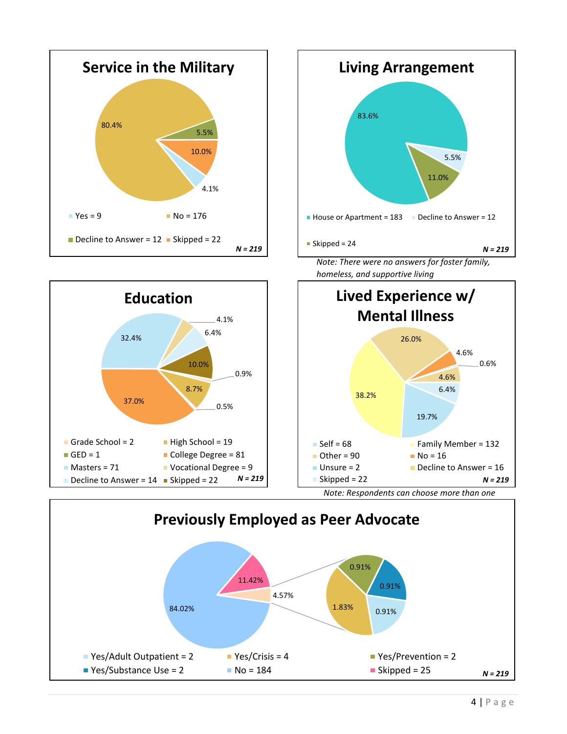## Service in the Military

80.4%, 5.5%, 10.0%, 4.1%

- Yes = 9
- No = 176
- Decline to Answer = 12
- Skipped = 22

***N = 219***

## Living Arrangement

83.6%, 5.5%, 11.0%

- House or Apartment = 183
- Decline to Answer = 12
- Skipped = 24

***N = 219***

*Note: There were no answers for foster family, homeless, and supportive living*

## Education

32.4%, 4.1%, 6.4%, 10.0%, 0.9%, 8.7%, 0.5%, 37.0%

- Grade School = 2
- High School = 19
- GED = 1
- College Degree = 81
- Masters = 71
- Vocational Degree = 9
- Decline to Answer = 14
- Skipped = 22

***N = 219***

## Lived Experience w/ Mental Illness

26.0%, 4.6%, 0.6%, 4.6%, 6.4%, 19.7%, 38.2%

- Self = 68
- Family Member = 132
- Other = 90
- No = 16
- Unsure = 2
- Decline to Answer = 16
- Skipped = 22

***N = 219***

*Note: Respondents can choose more than one*

## Previously Employed as Peer Advocate

84.02%, 11.42%, 4.57%

0.91%, 0.91%, 0.91%, 1.83%

- Yes/Adult Outpatient = 2
- Yes/Crisis = 4
- Yes/Prevention = 2
- Yes/Substance Use = 2
- No = 184
- Skipped = 25

***N = 219***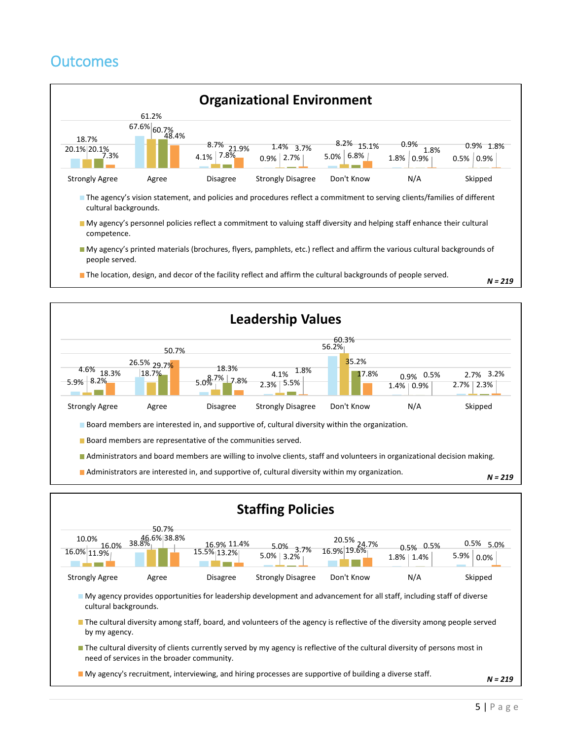## Outcomes

### Organizational Environment

| Statement | Strongly Agree | Agree | Disagree | Strongly Disagree | Don't Know | N/A | Skipped |
|---|---|---|---|---|---|---|---|
| The agency's vision statement, and policies and procedures reflect a commitment to serving clients/families of different cultural backgrounds. | 20.1% | 67.6% | 4.1% | 0.9% | 5.0% | 1.8% | 0.5% |
| My agency's personnel policies reflect a commitment to valuing staff diversity and helping staff enhance their cultural competence. | 18.7% | 61.2% | 8.7% | 1.4% | 8.2% | 0.9% | 0.9% |
| My agency's printed materials (brochures, flyers, pamphlets, etc.) reflect and affirm the various cultural backgrounds of people served. | 20.1% | 60.7% | 7.8% | 2.7% | 6.8% | 0.9% | 0.9% |
| The location, design, and decor of the facility reflect and affirm the cultural backgrounds of people served. | 7.3% | 48.4% | 21.9% | 3.7% | 15.1% | 1.8% | 1.8% |

*N = 219*

### Leadership Values

| Statement | Strongly Agree | Agree | Disagree | Strongly Disagree | Don't Know | N/A | Skipped |
|---|---|---|---|---|---|---|---|
| Board members are interested in, and supportive of, cultural diversity within the organization. | 5.9% | 26.5% | 5.0% | 2.3% | 56.2% | 1.4% | 2.7% |
| Board members are representative of the communities served. | 4.6% | 18.7% | 8.7% | 4.1% | 60.3% | 0.9% | 2.7% |
| Administrators and board members are willing to involve clients, staff and volunteers in organizational decision making. | 8.2% | 29.7% | 18.3% | 5.5% | 35.2% | 0.9% | 2.3% |
| Administrators are interested in, and supportive of, cultural diversity within my organization. | 18.3% | 50.7% | 7.8% | 1.8% | 17.8% | 0.5% | 3.2% |

*N = 219*

### Staffing Policies

| Statement | Strongly Agree | Agree | Disagree | Strongly Disagree | Don't Know | N/A | Skipped |
|---|---|---|---|---|---|---|---|
| My agency provides opportunities for leadership development and advancement for all staff, including staff of diverse cultural backgrounds. | 16.0% | 38.8% | 15.5% | 5.0% | 16.9% | 1.8% | 5.9% |
| The cultural diversity among staff, board, and volunteers of the agency is reflective of the diversity among people served by my agency. | 10.0% | 46.6% | 16.9% | 5.0% | 20.5% | 0.5% | 0.5% |
| The cultural diversity of clients currently served by my agency is reflective of the cultural diversity of persons most in need of services in the broader community. | 11.9% | 50.7% | 13.2% | 3.2% | 19.6% | 1.4% | 0.0% |
| My agency's recruitment, interviewing, and hiring processes are supportive of building a diverse staff. | 16.0% | 38.8% | 11.4% | 3.7% | 24.7% | 0.5% | 5.0% |

*N = 219*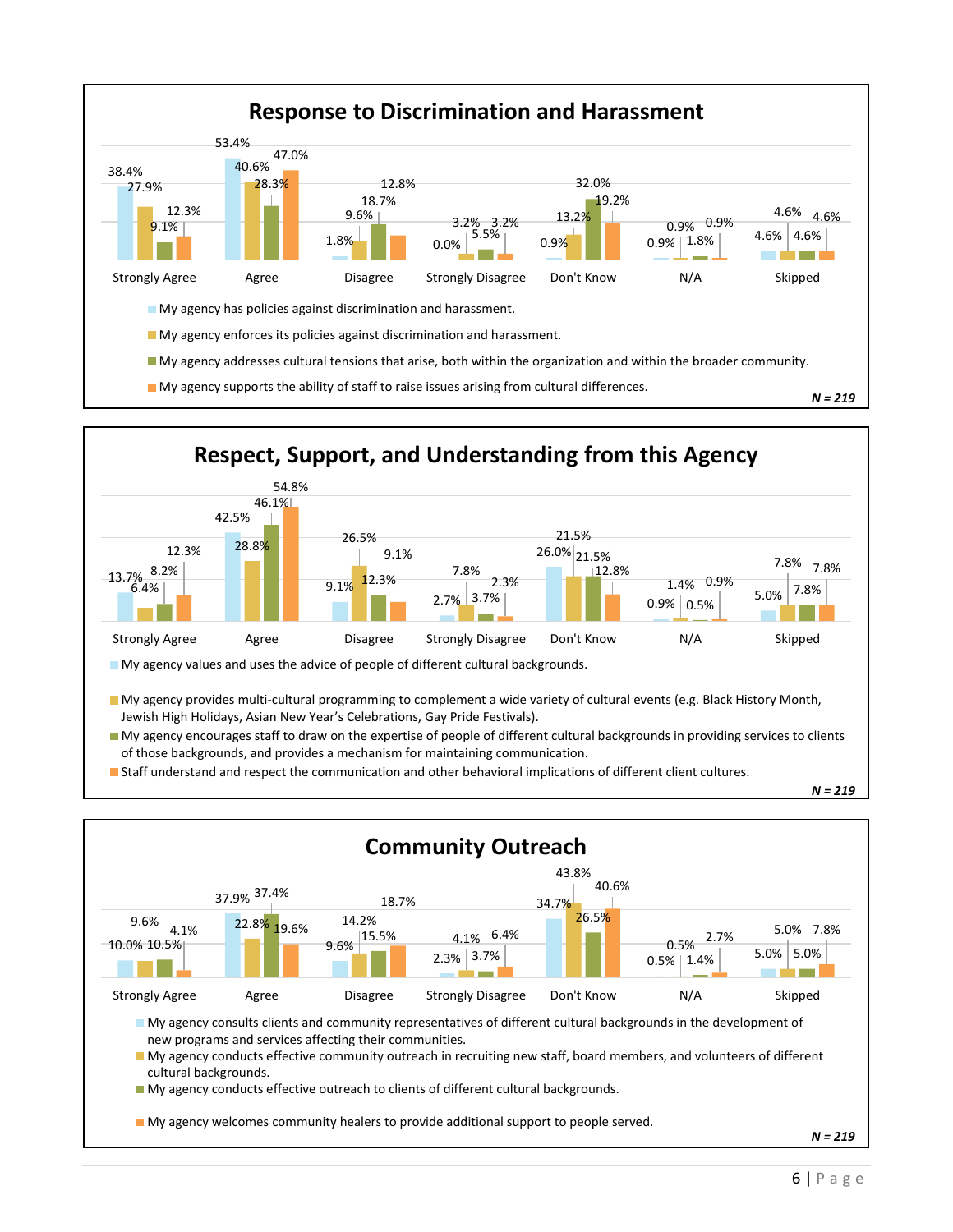## Response to Discrimination and Harassment

| Response | My agency has policies against discrimination and harassment. | My agency enforces its policies against discrimination and harassment. | My agency addresses cultural tensions that arise, both within the organization and within the broader community. | My agency supports the ability of staff to raise issues arising from cultural differences. |
|---|---|---|---|---|
| Strongly Agree | 38.4% | 27.9% | 9.1% | 12.3% |
| Agree | 53.4% | 40.6% | 28.3% | 47.0% |
| Disagree | 1.8% | 9.6% | 18.7% | 12.8% |
| Strongly Disagree | 0.0% | 3.2% | 5.5% | 3.2% |
| Don't Know | 0.9% | 13.2% | 32.0% | 19.2% |
| N/A | 0.9% | 0.9% | 1.8% | 0.9% |
| Skipped | 4.6% | 4.6% | 4.6% | 4.6% |

*N = 219*

## Respect, Support, and Understanding from this Agency

| Response | My agency values and uses the advice of people of different cultural backgrounds. | My agency provides multi-cultural programming to complement a wide variety of cultural events (e.g. Black History Month, Jewish High Holidays, Asian New Year's Celebrations, Gay Pride Festivals). | My agency encourages staff to draw on the expertise of people of different cultural backgrounds in providing services to clients of those backgrounds, and provides a mechanism for maintaining communication. | Staff understand and respect the communication and other behavioral implications of different client cultures. |
|---|---|---|---|---|
| Strongly Agree | 13.7% | 6.4% | 8.2% | 12.3% |
| Agree | 42.5% | 28.8% | 46.1% | 54.8% |
| Disagree | 9.1% | 26.5% | 12.3% | 9.1% |
| Strongly Disagree | 2.7% | 7.8% | 3.7% | 2.3% |
| Don't Know | 26.0% | 21.5% | 21.5% | 12.8% |
| N/A | 0.9% | 1.4% | 0.5% | 0.9% |
| Skipped | 5.0% | 7.8% | 7.8% | 7.8% |

*N = 219*

## Community Outreach

| Response | My agency consults clients and community representatives of different cultural backgrounds in the development of new programs and services affecting their communities. | My agency conducts effective community outreach in recruiting new staff, board members, and volunteers of different cultural backgrounds. | My agency conducts effective outreach to clients of different cultural backgrounds. | My agency welcomes community healers to provide additional support to people served. |
|---|---|---|---|---|
| Strongly Agree | 10.0% | 9.6% | 10.5% | 4.1% |
| Agree | 37.9% | 22.8% | 37.4% | 19.6% |
| Disagree | 9.6% | 14.2% | 15.5% | 18.7% |
| Strongly Disagree | 2.3% | 4.1% | 3.7% | 6.4% |
| Don't Know | 34.7% | 43.8% | 26.5% | 40.6% |
| N/A | 0.5% | 0.5% | 1.4% | 2.7% |
| Skipped | 5.0% | 5.0% | 5.0% | 7.8% |

*N = 219*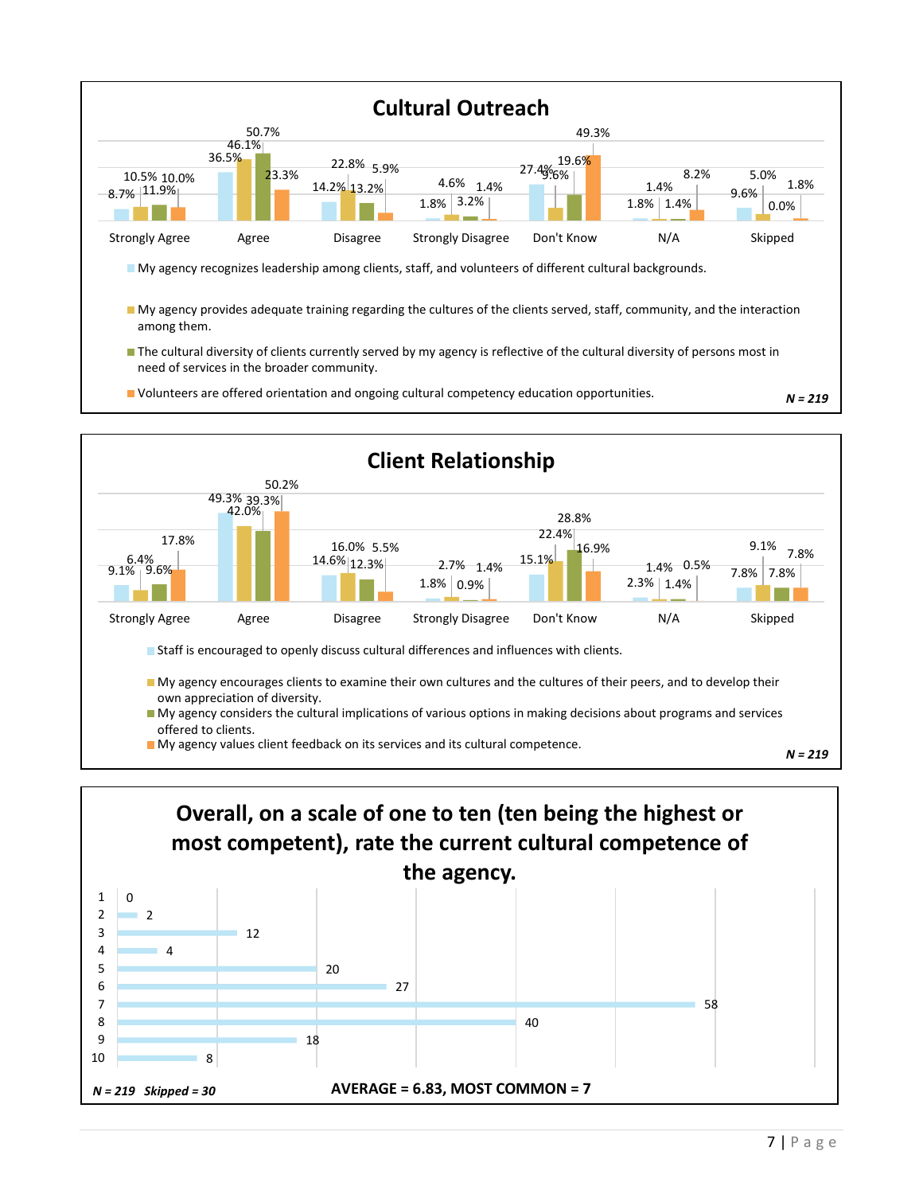## Cultural Outreach

| | Strongly Agree | Agree | Disagree | Strongly Disagree | Don't Know | N/A | Skipped |
|---|---|---|---|---|---|---|---|
| My agency recognizes leadership among clients, staff, and volunteers of different cultural backgrounds. | 8.7% | 36.5% | 14.2% | 1.8% | 27.4% | 1.8% | 9.6% |
| My agency provides adequate training regarding the cultures of the clients served, staff, community, and the interaction among them. | 10.5% | 46.1% | 22.8% | 4.6% | 9.6% | 1.4% | 5.0% |
| The cultural diversity of clients currently served by my agency is reflective of the cultural diversity of persons most in need of services in the broader community. | 11.9% | 50.7% | 13.2% | 3.2% | 19.6% | 1.4% | 0.0% |
| Volunteers are offered orientation and ongoing cultural competency education opportunities. | 10.0% | 23.3% | 5.9% | 1.4% | 49.3% | 8.2% | 1.8% |

*N = 219*

## Client Relationship

| | Strongly Agree | Agree | Disagree | Strongly Disagree | Don't Know | N/A | Skipped |
|---|---|---|---|---|---|---|---|
| Staff is encouraged to openly discuss cultural differences and influences with clients. | 9.1% | 49.3% | 14.6% | 1.8% | 15.1% | 2.3% | 7.8% |
| My agency encourages clients to examine their own cultures and the cultures of their peers, and to develop their own appreciation of diversity. | 6.4% | 42.0% | 16.0% | 2.7% | 22.4% | 1.4% | 9.1% |
| My agency considers the cultural implications of various options in making decisions about programs and services offered to clients. | 9.6% | 39.3% | 12.3% | 0.9% | 28.8% | 1.4% | 7.8% |
| My agency values client feedback on its services and its cultural competence. | 17.8% | 50.2% | 5.5% | 1.4% | 16.9% | 0.5% | 7.8% |

*N = 219*

## Overall, on a scale of one to ten (ten being the highest or most competent), rate the current cultural competence of the agency.

| Rating | Responses |
|---|---|
| 1 | 0 |
| 2 | 2 |
| 3 | 12 |
| 4 | 4 |
| 5 | 20 |
| 6 | 27 |
| 7 | 58 |
| 8 | 40 |
| 9 | 18 |
| 10 | 8 |

*N = 219 Skipped = 30*

**AVERAGE = 6.83, MOST COMMON = 7**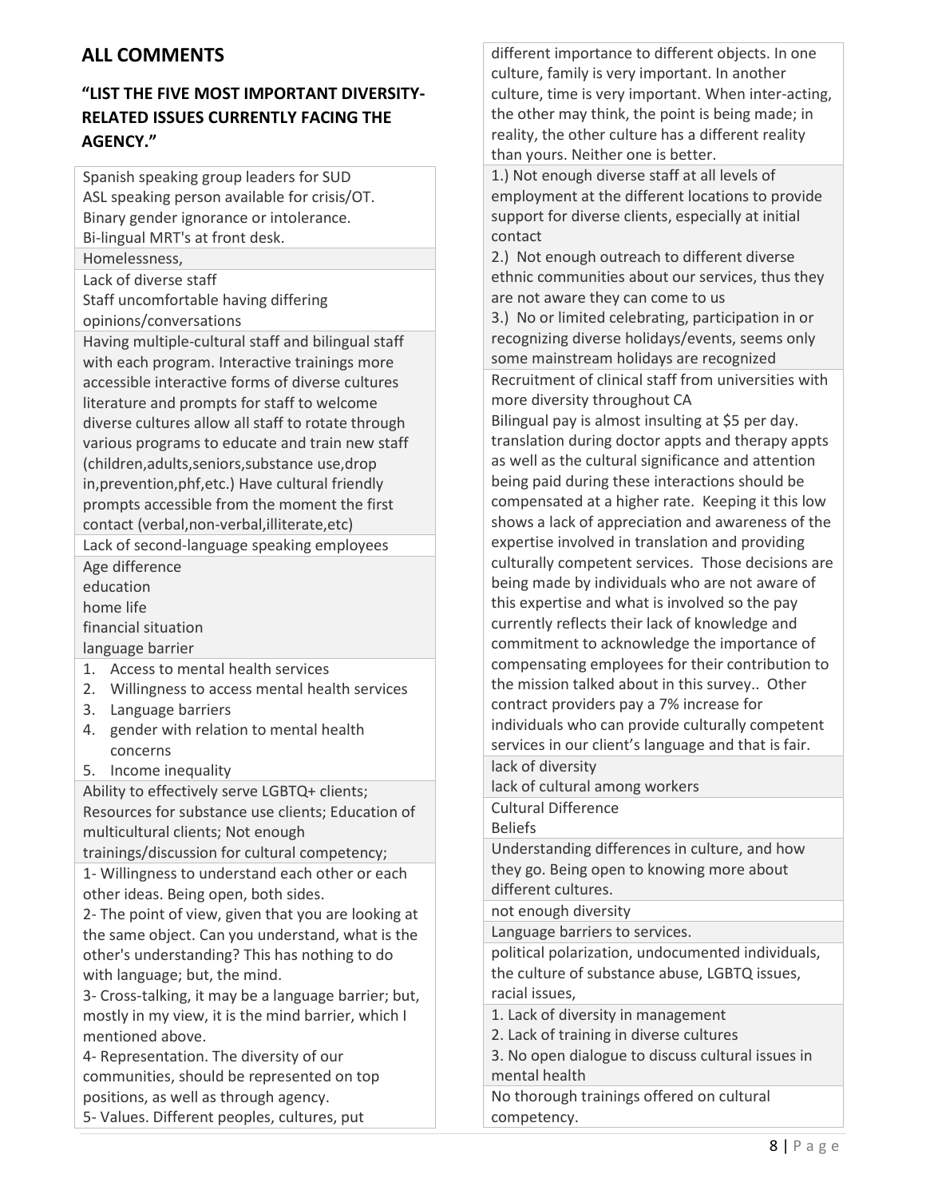## ALL COMMENTS

### "LIST THE FIVE MOST IMPORTANT DIVERSITY-RELATED ISSUES CURRENTLY FACING THE AGENCY."

| |
|---|
| Spanish speaking group leaders for SUD<br>ASL speaking person available for crisis/OT.<br>Binary gender ignorance or intolerance.<br>Bi-lingual MRT's at front desk. |
| Homelessness, |
| Lack of diverse staff<br>Staff uncomfortable having differing opinions/conversations |
| Having multiple-cultural staff and bilingual staff with each program. Interactive trainings more accessible interactive forms of diverse cultures literature and prompts for staff to welcome diverse cultures allow all staff to rotate through various programs to educate and train new staff (children,adults,seniors,substance use,drop in,prevention,phf,etc.) Have cultural friendly prompts accessible from the moment the first contact (verbal,non-verbal,illiterate,etc) |
| Lack of second-language speaking employees |
| Age difference<br>education<br>home life<br>financial situation<br>language barrier |
| 1. Access to mental health services<br>2. Willingness to access mental health services<br>3. Language barriers<br>4. gender with relation to mental health concerns<br>5. Income inequality |
| Ability to effectively serve LGBTQ+ clients; Resources for substance use clients; Education of multicultural clients; Not enough trainings/discussion for cultural competency; |
| 1- Willingness to understand each other or each other ideas. Being open, both sides.<br>2- The point of view, given that you are looking at the same object. Can you understand, what is the other's understanding? This has nothing to do with language; but, the mind.<br>3- Cross-talking, it may be a language barrier; but, mostly in my view, it is the mind barrier, which I mentioned above.<br>4- Representation. The diversity of our communities, should be represented on top positions, as well as through agency.<br>5- Values. Different peoples, cultures, put different importance to different objects. In one culture, family is very important. In another culture, time is very important. When inter-acting, the other may think, the point is being made; in reality, the other culture has a different reality than yours. Neither one is better. |
| 1.) Not enough diverse staff at all levels of employment at the different locations to provide support for diverse clients, especially at initial contact<br>2.) Not enough outreach to different diverse ethnic communities about our services, thus they are not aware they can come to us<br>3.) No or limited celebrating, participation in or recognizing diverse holidays/events, seems only some mainstream holidays are recognized |
| Recruitment of clinical staff from universities with more diversity throughout CA<br>Bilingual pay is almost insulting at $5 per day. translation during doctor appts and therapy appts as well as the cultural significance and attention being paid during these interactions should be compensated at a higher rate. Keeping it this low shows a lack of appreciation and awareness of the expertise involved in translation and providing culturally competent services. Those decisions are being made by individuals who are not aware of this expertise and what is involved so the pay currently reflects their lack of knowledge and commitment to acknowledge the importance of compensating employees for their contribution to the mission talked about in this survey.. Other contract providers pay a 7% increase for individuals who can provide culturally competent services in our client's language and that is fair. |
| lack of diversity<br>lack of cultural among workers |
| Cultural Difference<br>Beliefs |
| Understanding differences in culture, and how they go. Being open to knowing more about different cultures. |
| not enough diversity |
| Language barriers to services. |
| political polarization, undocumented individuals, the culture of substance abuse, LGBTQ issues, racial issues, |
| 1. Lack of diversity in management<br>2. Lack of training in diverse cultures<br>3. No open dialogue to discuss cultural issues in mental health |
| No thorough trainings offered on cultural competency. |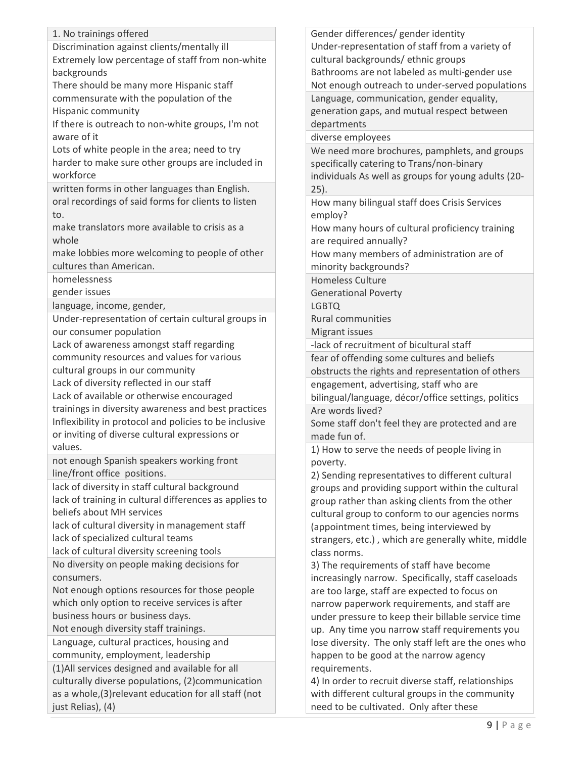| |
|---|
| 1. No trainings offered |
| Discrimination against clients/mentally ill<br>Extremely low percentage of staff from non-white backgrounds<br>There should be many more Hispanic staff commensurate with the population of the Hispanic community<br>If there is outreach to non-white groups, I'm not aware of it<br>Lots of white people in the area; need to try harder to make sure other groups are included in workforce |
| written forms in other languages than English.<br>oral recordings of said forms for clients to listen to.<br>make translators more available to crisis as a whole<br>make lobbies more welcoming to people of other cultures than American. |
| homelessness<br>gender issues |
| language, income, gender, |
| Under-representation of certain cultural groups in our consumer population<br>Lack of awareness amongst staff regarding community resources and values for various cultural groups in our community<br>Lack of diversity reflected in our staff<br>Lack of available or otherwise encouraged trainings in diversity awareness and best practices<br>Inflexibility in protocol and policies to be inclusive or inviting of diverse cultural expressions or values. |
| not enough Spanish speakers working front line/front office positions. |
| lack of diversity in staff cultural background<br>lack of training in cultural differences as applies to beliefs about MH services<br>lack of cultural diversity in management staff<br>lack of specialized cultural teams<br>lack of cultural diversity screening tools |
| No diversity on people making decisions for consumers.<br>Not enough options resources for those people which only option to receive services is after business hours or business days.<br>Not enough diversity staff trainings. |
| Language, cultural practices, housing and community, employment, leadership |
| (1)All services designed and available for all culturally diverse populations, (2)communication as a whole,(3)relevant education for all staff (not just Relias), (4) |
| Gender differences/ gender identity<br>Under-representation of staff from a variety of cultural backgrounds/ ethnic groups<br>Bathrooms are not labeled as multi-gender use<br>Not enough outreach to under-served populations |
| Language, communication, gender equality, generation gaps, and mutual respect between departments |
| diverse employees |
| We need more brochures, pamphlets, and groups specifically catering to Trans/non-binary individuals As well as groups for young adults (20-25). |
| How many bilingual staff does Crisis Services employ?<br>How many hours of cultural proficiency training are required annually?<br>How many members of administration are of minority backgrounds? |
| Homeless Culture<br>Generational Poverty<br>LGBTQ<br>Rural communities<br>Migrant issues |
| -lack of recruitment of bicultural staff |
| fear of offending some cultures and beliefs obstructs the rights and representation of others |
| engagement, advertising, staff who are bilingual/language, décor/office settings, politics |
| Are words lived?<br>Some staff don't feel they are protected and are made fun of. |
| 1) How to serve the needs of people living in poverty.<br>2) Sending representatives to different cultural groups and providing support within the cultural group rather than asking clients from the other cultural group to conform to our agencies norms (appointment times, being interviewed by strangers, etc.) , which are generally white, middle class norms.<br>3) The requirements of staff have become increasingly narrow. Specifically, staff caseloads are too large, staff are expected to focus on narrow paperwork requirements, and staff are under pressure to keep their billable service time up. Any time you narrow staff requirements you lose diversity. The only staff left are the ones who happen to be good at the narrow agency requirements.<br>4) In order to recruit diverse staff, relationships with different cultural groups in the community need to be cultivated. Only after these |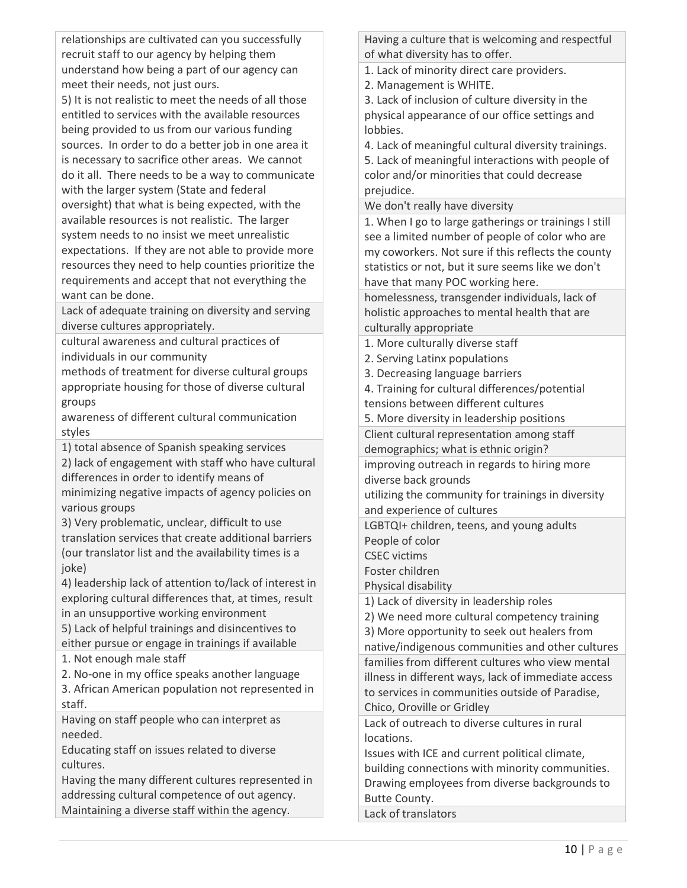relationships are cultivated can you successfully recruit staff to our agency by helping them understand how being a part of our agency can meet their needs, not just ours.
5) It is not realistic to meet the needs of all those entitled to services with the available resources being provided to us from our various funding sources. In order to do a better job in one area it is necessary to sacrifice other areas. We cannot do it all. There needs to be a way to communicate with the larger system (State and federal oversight) that what is being expected, with the available resources is not realistic. The larger system needs to no insist we meet unrealistic expectations. If they are not able to provide more resources they need to help counties prioritize the requirements and accept that not everything the want can be done.

---

Lack of adequate training on diversity and serving diverse cultures appropriately.

---

cultural awareness and cultural practices of individuals in our community
methods of treatment for diverse cultural groups
appropriate housing for those of diverse cultural groups
awareness of different cultural communication styles

---

1) total absence of Spanish speaking services
2) lack of engagement with staff who have cultural differences in order to identify means of minimizing negative impacts of agency policies on various groups
3) Very problematic, unclear, difficult to use translation services that create additional barriers (our translator list and the availability times is a joke)
4) leadership lack of attention to/lack of interest in exploring cultural differences that, at times, result in an unsupportive working environment
5) Lack of helpful trainings and disincentives to either pursue or engage in trainings if available

---

1. Not enough male staff
2. No-one in my office speaks another language
3. African American population not represented in staff.

---

Having on staff people who can interpret as needed.
Educating staff on issues related to diverse cultures.
Having the many different cultures represented in addressing cultural competence of out agency.
Maintaining a diverse staff within the agency.

---

Having a culture that is welcoming and respectful of what diversity has to offer.

---

1. Lack of minority direct care providers.
2. Management is WHITE.
3. Lack of inclusion of culture diversity in the physical appearance of our office settings and lobbies.
4. Lack of meaningful cultural diversity trainings.
5. Lack of meaningful interactions with people of color and/or minorities that could decrease prejudice.

---

We don't really have diversity

---

1. When I go to large gatherings or trainings I still see a limited number of people of color who are my coworkers. Not sure if this reflects the county statistics or not, but it sure seems like we don't have that many POC working here.

---

homelessness, transgender individuals, lack of holistic approaches to mental health that are culturally appropriate

---

1. More culturally diverse staff
2. Serving Latinx populations
3. Decreasing language barriers
4. Training for cultural differences/potential tensions between different cultures
5. More diversity in leadership positions

---

Client cultural representation among staff demographics; what is ethnic origin?

---

improving outreach in regards to hiring more diverse back grounds
utilizing the community for trainings in diversity and experience of cultures

---

LGBTQI+ children, teens, and young adults
People of color
CSEC victims
Foster children
Physical disability

---

1) Lack of diversity in leadership roles
2) We need more cultural competency training
3) More opportunity to seek out healers from native/indigenous communities and other cultures

---

families from different cultures who view mental illness in different ways, lack of immediate access to services in communities outside of Paradise, Chico, Oroville or Gridley

---

Lack of outreach to diverse cultures in rural locations.
Issues with ICE and current political climate, building connections with minority communities.
Drawing employees from diverse backgrounds to Butte County.

---

Lack of translators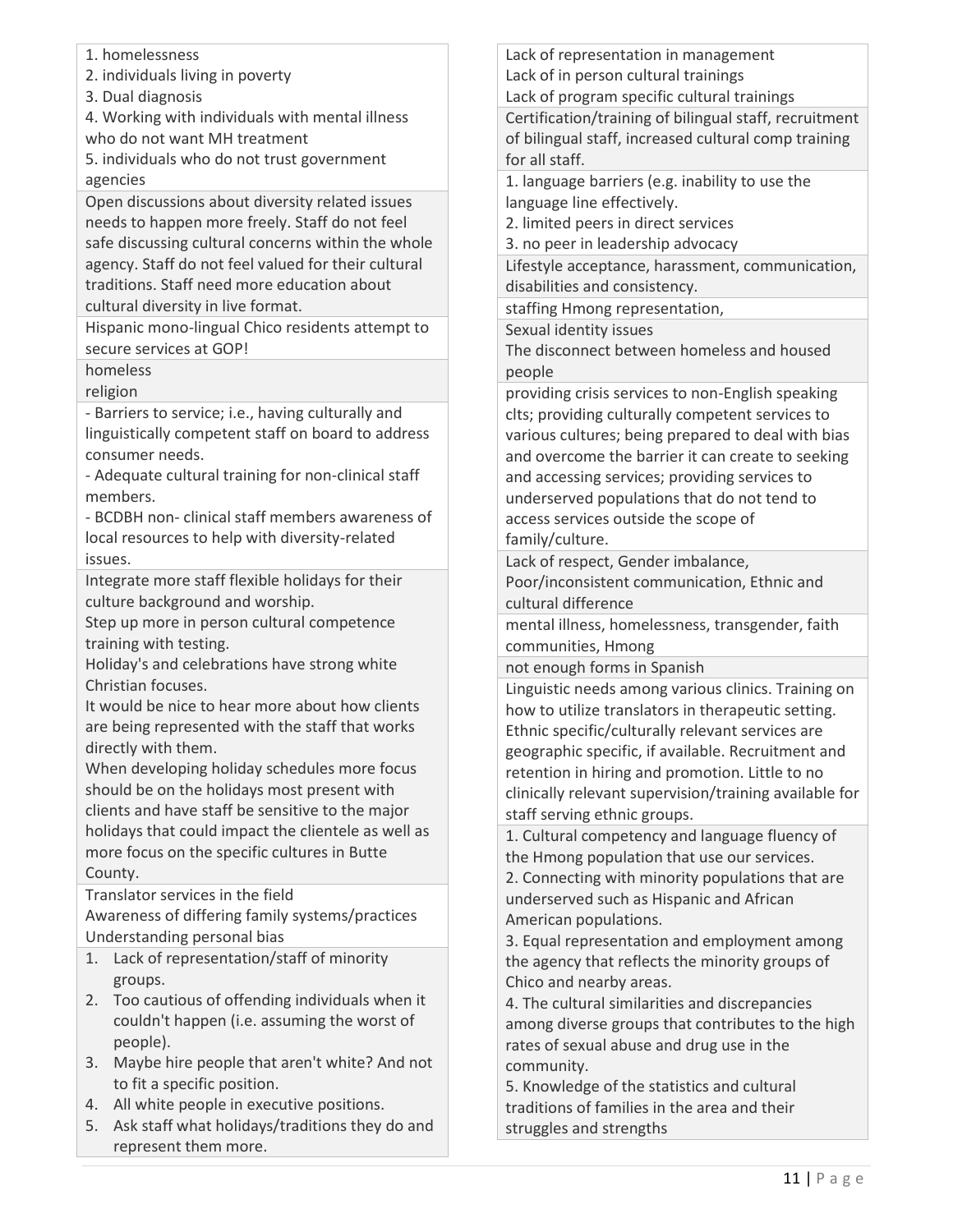1. homelessness
2. individuals living in poverty
3. Dual diagnosis
4. Working with individuals with mental illness who do not want MH treatment
5. individuals who do not trust government agencies

Open discussions about diversity related issues needs to happen more freely. Staff do not feel safe discussing cultural concerns within the whole agency. Staff do not feel valued for their cultural traditions. Staff need more education about cultural diversity in live format.

Hispanic mono-lingual Chico residents attempt to secure services at GOP!

homeless
religion

- Barriers to service; i.e., having culturally and linguistically competent staff on board to address consumer needs.
- Adequate cultural training for non-clinical staff members.
- BCDBH non- clinical staff members awareness of local resources to help with diversity-related issues.

Integrate more staff flexible holidays for their culture background and worship.
Step up more in person cultural competence training with testing.
Holiday's and celebrations have strong white Christian focuses.
It would be nice to hear more about how clients are being represented with the staff that works directly with them.
When developing holiday schedules more focus should be on the holidays most present with clients and have staff be sensitive to the major holidays that could impact the clientele as well as more focus on the specific cultures in Butte County.

Translator services in the field
Awareness of differing family systems/practices
Understanding personal bias

1. Lack of representation/staff of minority groups.
2. Too cautious of offending individuals when it couldn't happen (i.e. assuming the worst of people).
3. Maybe hire people that aren't white? And not to fit a specific position.
4. All white people in executive positions.
5. Ask staff what holidays/traditions they do and represent them more.

Lack of representation in management
Lack of in person cultural trainings
Lack of program specific cultural trainings

Certification/training of bilingual staff, recruitment of bilingual staff, increased cultural comp training for all staff.

1. language barriers (e.g. inability to use the language line effectively.
2. limited peers in direct services
3. no peer in leadership advocacy

Lifestyle acceptance, harassment, communication, disabilities and consistency.

staffing Hmong representation,

Sexual identity issues
The disconnect between homeless and housed people

providing crisis services to non-English speaking clts; providing culturally competent services to various cultures; being prepared to deal with bias and overcome the barrier it can create to seeking and accessing services; providing services to underserved populations that do not tend to access services outside the scope of family/culture.

Lack of respect, Gender imbalance, Poor/inconsistent communication, Ethnic and cultural difference

mental illness, homelessness, transgender, faith communities, Hmong

not enough forms in Spanish

Linguistic needs among various clinics. Training on how to utilize translators in therapeutic setting. Ethnic specific/culturally relevant services are geographic specific, if available. Recruitment and retention in hiring and promotion. Little to no clinically relevant supervision/training available for staff serving ethnic groups.

1. Cultural competency and language fluency of the Hmong population that use our services.
2. Connecting with minority populations that are underserved such as Hispanic and African American populations.
3. Equal representation and employment among the agency that reflects the minority groups of Chico and nearby areas.
4. The cultural similarities and discrepancies among diverse groups that contributes to the high rates of sexual abuse and drug use in the community.
5. Knowledge of the statistics and cultural traditions of families in the area and their struggles and strengths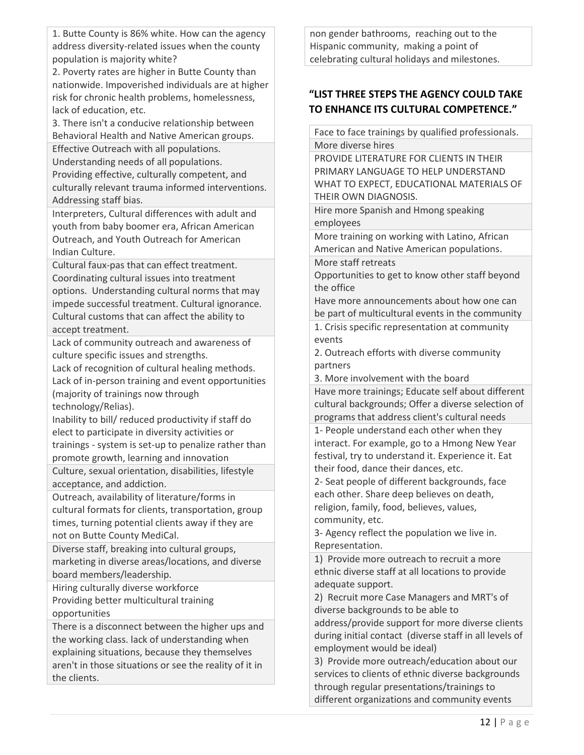| |
|---|
| 1. Butte County is 86% white. How can the agency address diversity-related issues when the county population is majority white?<br>2. Poverty rates are higher in Butte County than nationwide. Impoverished individuals are at higher risk for chronic health problems, homelessness, lack of education, etc.<br>3. There isn't a conducive relationship between Behavioral Health and Native American groups. |
| Effective Outreach with all populations.<br>Understanding needs of all populations.<br>Providing effective, culturally competent, and culturally relevant trauma informed interventions.<br>Addressing staff bias. |
| Interpreters, Cultural differences with adult and youth from baby boomer era, African American Outreach, and Youth Outreach for American Indian Culture. |
| Cultural faux-pas that can effect treatment. Coordinating cultural issues into treatment options. Understanding cultural norms that may impede successful treatment. Cultural ignorance. Cultural customs that can affect the ability to accept treatment. |
| Lack of community outreach and awareness of culture specific issues and strengths.<br>Lack of recognition of cultural healing methods.<br>Lack of in-person training and event opportunities (majority of trainings now through technology/Relias).<br>Inability to bill/ reduced productivity if staff do elect to participate in diversity activities or trainings - system is set-up to penalize rather than promote growth, learning and innovation |
| Culture, sexual orientation, disabilities, lifestyle acceptance, and addiction. |
| Outreach, availability of literature/forms in cultural formats for clients, transportation, group times, turning potential clients away if they are not on Butte County MediCal. |
| Diverse staff, breaking into cultural groups, marketing in diverse areas/locations, and diverse board members/leadership. |
| Hiring culturally diverse workforce<br>Providing better multicultural training opportunities |
| There is a disconnect between the higher ups and the working class. lack of understanding when explaining situations, because they themselves aren't in those situations or see the reality of it in the clients. |
| non gender bathrooms, reaching out to the Hispanic community, making a point of celebrating cultural holidays and milestones. |

### "LIST THREE STEPS THE AGENCY COULD TAKE TO ENHANCE ITS CULTURAL COMPETENCE."

| |
|---|
| Face to face trainings by qualified professionals. |
| More diverse hires |
| PROVIDE LITERATURE FOR CLIENTS IN THEIR PRIMARY LANGUAGE TO HELP UNDERSTAND WHAT TO EXPECT, EDUCATIONAL MATERIALS OF THEIR OWN DIAGNOSIS. |
| Hire more Spanish and Hmong speaking employees |
| More training on working with Latino, African American and Native American populations. |
| More staff retreats<br>Opportunities to get to know other staff beyond the office<br>Have more announcements about how one can be part of multicultural events in the community |
| 1. Crisis specific representation at community events<br>2. Outreach efforts with diverse community partners<br>3. More involvement with the board |
| Have more trainings; Educate self about different cultural backgrounds; Offer a diverse selection of programs that address client's cultural needs |
| 1- People understand each other when they interact. For example, go to a Hmong New Year festival, try to understand it. Experience it. Eat their food, dance their dances, etc.<br>2- Seat people of different backgrounds, face each other. Share deep believes on death, religion, family, food, believes, values, community, etc.<br>3- Agency reflect the population we live in. Representation. |
| 1) Provide more outreach to recruit a more ethnic diverse staff at all locations to provide adequate support.<br>2) Recruit more Case Managers and MRT's of diverse backgrounds to be able to address/provide support for more diverse clients during initial contact (diverse staff in all levels of employment would be ideal)<br>3) Provide more outreach/education about our services to clients of ethnic diverse backgrounds through regular presentations/trainings to different organizations and community events |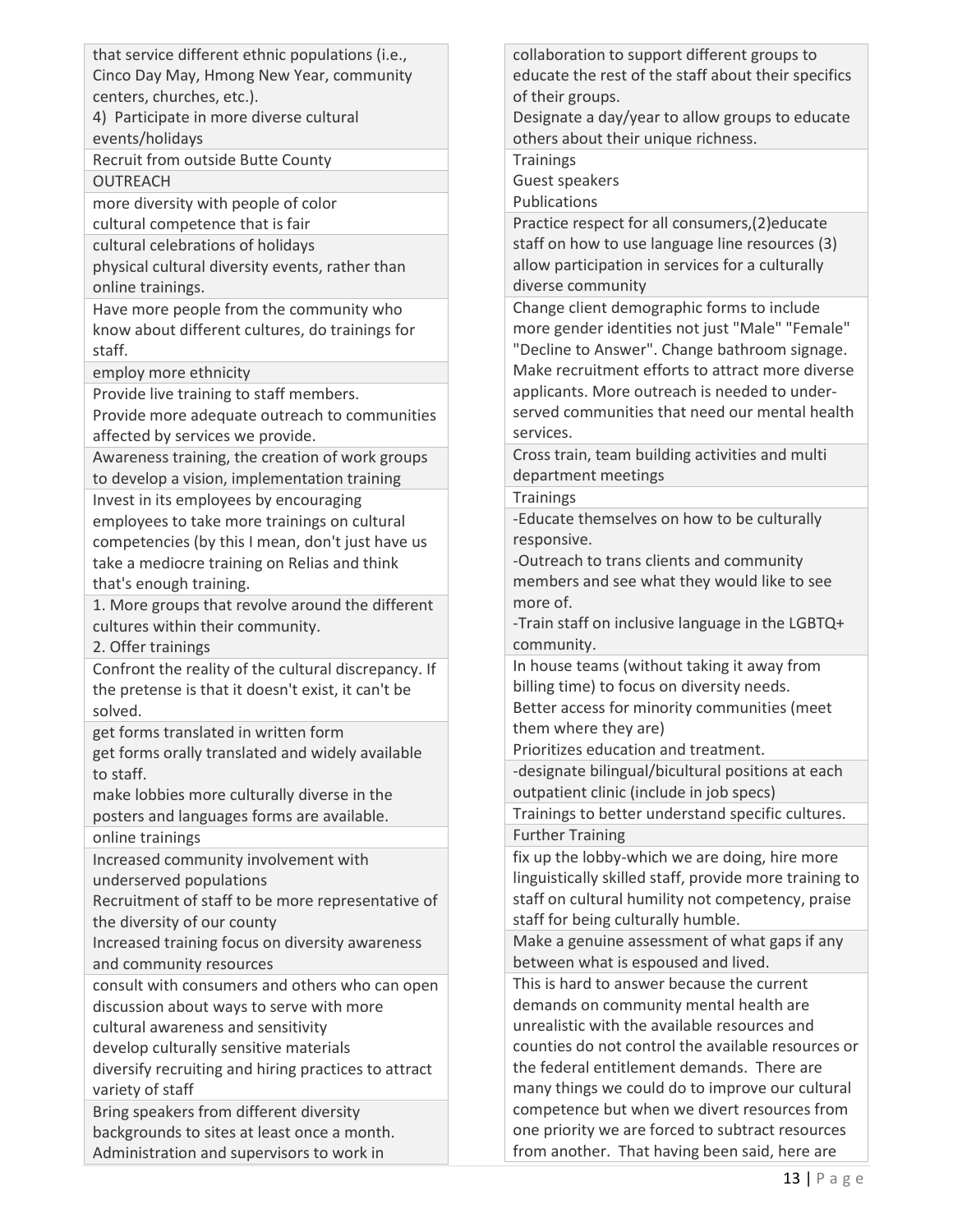| |
|---|
| that service different ethnic populations (i.e., Cinco Day May, Hmong New Year, community centers, churches, etc.).<br>4) Participate in more diverse cultural events/holidays |
| Recruit from outside Butte County |
| OUTREACH |
| more diversity with people of color<br>cultural competence that is fair |
| cultural celebrations of holidays<br>physical cultural diversity events, rather than online trainings. |
| Have more people from the community who know about different cultures, do trainings for staff. |
| employ more ethnicity |
| Provide live training to staff members.<br>Provide more adequate outreach to communities affected by services we provide. |
| Awareness training, the creation of work groups to develop a vision, implementation training |
| Invest in its employees by encouraging employees to take more trainings on cultural competencies (by this I mean, don't just have us take a mediocre training on Relias and think that's enough training. |
| 1. More groups that revolve around the different cultures within their community.<br>2. Offer trainings |
| Confront the reality of the cultural discrepancy. If the pretense is that it doesn't exist, it can't be solved. |
| get forms translated in written form<br>get forms orally translated and widely available to staff.<br>make lobbies more culturally diverse in the posters and languages forms are available. |
| online trainings |
| Increased community involvement with underserved populations<br>Recruitment of staff to be more representative of the diversity of our county<br>Increased training focus on diversity awareness and community resources |
| consult with consumers and others who can open discussion about ways to serve with more cultural awareness and sensitivity<br>develop culturally sensitive materials<br>diversify recruiting and hiring practices to attract variety of staff |
| Bring speakers from different diversity backgrounds to sites at least once a month.<br>Administration and supervisors to work in collaboration to support different groups to educate the rest of the staff about their specifics of their groups.<br>Designate a day/year to allow groups to educate others about their unique richness. |
| Trainings<br>Guest speakers<br>Publications |
| Practice respect for all consumers,(2)educate staff on how to use language line resources (3) allow participation in services for a culturally diverse community |
| Change client demographic forms to include more gender identities not just "Male" "Female" "Decline to Answer". Change bathroom signage. Make recruitment efforts to attract more diverse applicants. More outreach is needed to under-served communities that need our mental health services. |
| Cross train, team building activities and multi department meetings |
| Trainings |
| -Educate themselves on how to be culturally responsive.<br>-Outreach to trans clients and community members and see what they would like to see more of.<br>-Train staff on inclusive language in the LGBTQ+ community. |
| In house teams (without taking it away from billing time) to focus on diversity needs.<br>Better access for minority communities (meet them where they are)<br>Prioritizes education and treatment. |
| -designate bilingual/bicultural positions at each outpatient clinic (include in job specs) |
| Trainings to better understand specific cultures. |
| Further Training |
| fix up the lobby-which we are doing, hire more linguistically skilled staff, provide more training to staff on cultural humility not competency, praise staff for being culturally humble. |
| Make a genuine assessment of what gaps if any between what is espoused and lived. |
| This is hard to answer because the current demands on community mental health are unrealistic with the available resources and counties do not control the available resources or the federal entitlement demands. There are many things we could do to improve our cultural competence but when we divert resources from one priority we are forced to subtract resources from another. That having been said, here are |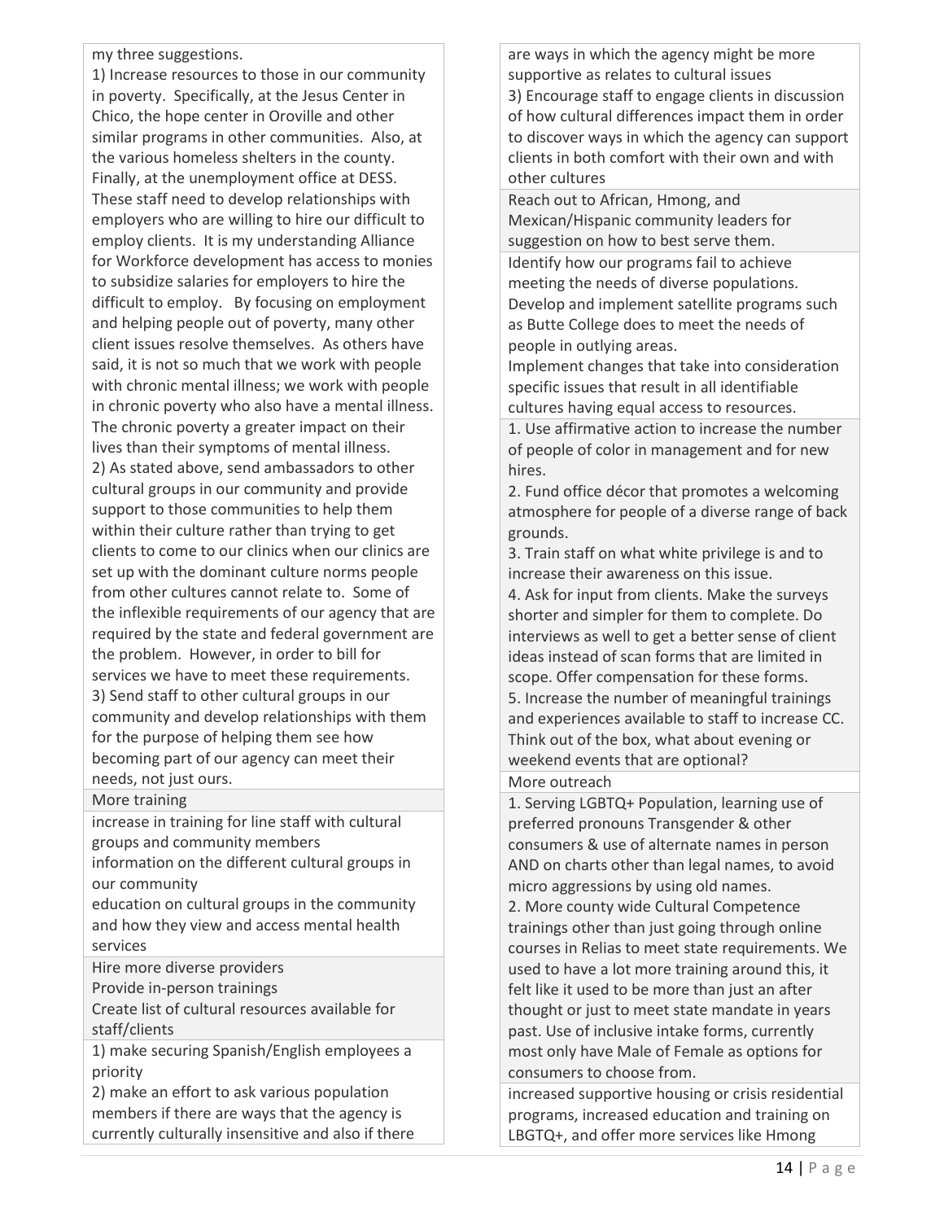my three suggestions.

1) Increase resources to those in our community in poverty. Specifically, at the Jesus Center in Chico, the hope center in Oroville and other similar programs in other communities. Also, at the various homeless shelters in the county. Finally, at the unemployment office at DESS. These staff need to develop relationships with employers who are willing to hire our difficult to employ clients. It is my understanding Alliance for Workforce development has access to monies to subsidize salaries for employers to hire the difficult to employ. By focusing on employment and helping people out of poverty, many other client issues resolve themselves. As others have said, it is not so much that we work with people with chronic mental illness; we work with people in chronic poverty who also have a mental illness. The chronic poverty a greater impact on their lives than their symptoms of mental illness.
2) As stated above, send ambassadors to other cultural groups in our community and provide support to those communities to help them within their culture rather than trying to get clients to come to our clinics when our clinics are set up with the dominant culture norms people from other cultures cannot relate to. Some of the inflexible requirements of our agency that are required by the state and federal government are the problem. However, in order to bill for services we have to meet these requirements.
3) Send staff to other cultural groups in our community and develop relationships with them for the purpose of helping them see how becoming part of our agency can meet their needs, not just ours.

---

More training

---

increase in training for line staff with cultural groups and community members
information on the different cultural groups in our community
education on cultural groups in the community and how they view and access mental health services

---

Hire more diverse providers
Provide in-person trainings
Create list of cultural resources available for staff/clients

---

1) make securing Spanish/English employees a priority
2) make an effort to ask various population members if there are ways that the agency is currently culturally insensitive and also if there are ways in which the agency might be more supportive as relates to cultural issues
3) Encourage staff to engage clients in discussion of how cultural differences impact them in order to discover ways in which the agency can support clients in both comfort with their own and with other cultures

---

Reach out to African, Hmong, and Mexican/Hispanic community leaders for suggestion on how to best serve them.

---

Identify how our programs fail to achieve meeting the needs of diverse populations.
Develop and implement satellite programs such as Butte College does to meet the needs of people in outlying areas.
Implement changes that take into consideration specific issues that result in all identifiable cultures having equal access to resources.

---

1. Use affirmative action to increase the number of people of color in management and for new hires.
2. Fund office décor that promotes a welcoming atmosphere for people of a diverse range of back grounds.
3. Train staff on what white privilege is and to increase their awareness on this issue.
4. Ask for input from clients. Make the surveys shorter and simpler for them to complete. Do interviews as well to get a better sense of client ideas instead of scan forms that are limited in scope. Offer compensation for these forms.
5. Increase the number of meaningful trainings and experiences available to staff to increase CC. Think out of the box, what about evening or weekend events that are optional?

---

More outreach

---

1. Serving LGBTQ+ Population, learning use of preferred pronouns Transgender & other consumers & use of alternate names in person AND on charts other than legal names, to avoid micro aggressions by using old names.
2. More county wide Cultural Competence trainings other than just going through online courses in Relias to meet state requirements. We used to have a lot more training around this, it felt like it used to be more than just an after thought or just to meet state mandate in years past. Use of inclusive intake forms, currently most only have Male of Female as options for consumers to choose from.

---

increased supportive housing or crisis residential programs, increased education and training on LBGTQ+, and offer more services like Hmong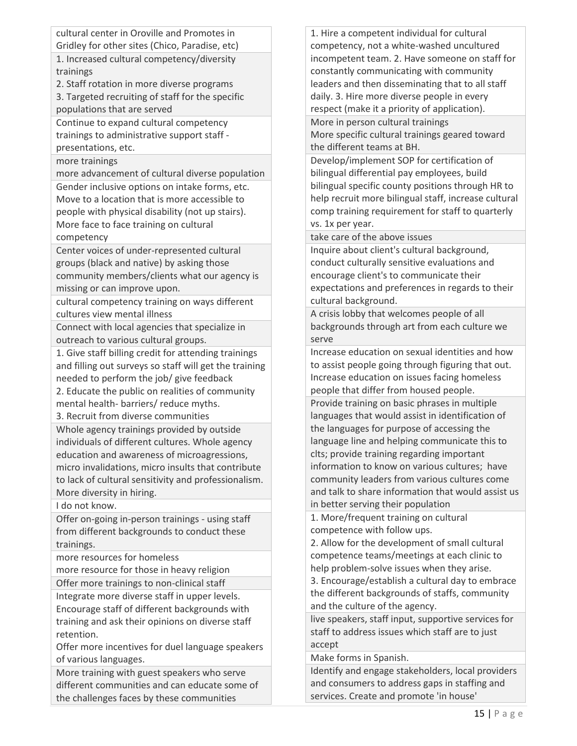| |
|---|
| cultural center in Oroville and Promotes in Gridley for other sites (Chico, Paradise, etc) |
| 1. Increased cultural competency/diversity trainings<br>2. Staff rotation in more diverse programs<br>3. Targeted recruiting of staff for the specific populations that are served |
| Continue to expand cultural competency trainings to administrative support staff - presentations, etc. |
| more trainings<br>more advancement of cultural diverse population |
| Gender inclusive options on intake forms, etc. Move to a location that is more accessible to people with physical disability (not up stairs). More face to face training on cultural competency |
| Center voices of under-represented cultural groups (black and native) by asking those community members/clients what our agency is missing or can improve upon. |
| cultural competency training on ways different cultures view mental illness |
| Connect with local agencies that specialize in outreach to various cultural groups. |
| 1. Give staff billing credit for attending trainings and filling out surveys so staff will get the training needed to perform the job/ give feedback<br>2. Educate the public on realities of community mental health- barriers/ reduce myths.<br>3. Recruit from diverse communities |
| Whole agency trainings provided by outside individuals of different cultures. Whole agency education and awareness of microagressions, micro invalidations, micro insults that contribute to lack of cultural sensitivity and professionalism. More diversity in hiring. |
| I do not know. |
| Offer on-going in-person trainings - using staff from different backgrounds to conduct these trainings. |
| more resources for homeless<br>more resource for those in heavy religion |
| Offer more trainings to non-clinical staff |
| Integrate more diverse staff in upper levels. Encourage staff of different backgrounds with training and ask their opinions on diverse staff retention.<br>Offer more incentives for duel language speakers of various languages. |
| More training with guest speakers who serve different communities and can educate some of the challenges faces by these communities |
| 1. Hire a competent individual for cultural competency, not a white-washed uncultured incompetent team. 2. Have someone on staff for constantly communicating with community leaders and then disseminating that to all staff daily. 3. Hire more diverse people in every respect (make it a priority of application). |
| More in person cultural trainings<br>More specific cultural trainings geared toward the different teams at BH. |
| Develop/implement SOP for certification of bilingual differential pay employees, build bilingual specific county positions through HR to help recruit more bilingual staff, increase cultural comp training requirement for staff to quarterly vs. 1x per year. |
| take care of the above issues |
| Inquire about client's cultural background, conduct culturally sensitive evaluations and encourage client's to communicate their expectations and preferences in regards to their cultural background. |
| A crisis lobby that welcomes people of all backgrounds through art from each culture we serve |
| Increase education on sexual identities and how to assist people going through figuring that out. Increase education on issues facing homeless people that differ from housed people. |
| Provide training on basic phrases in multiple languages that would assist in identification of the languages for purpose of accessing the language line and helping communicate this to clts; provide training regarding important information to know on various cultures; have community leaders from various cultures come and talk to share information that would assist us in better serving their population |
| 1. More/frequent training on cultural competence with follow ups.<br>2. Allow for the development of small cultural competence teams/meetings at each clinic to help problem-solve issues when they arise.<br>3. Encourage/establish a cultural day to embrace the different backgrounds of staffs, community and the culture of the agency. |
| live speakers, staff input, supportive services for staff to address issues which staff are to just accept |
| Make forms in Spanish. |
| Identify and engage stakeholders, local providers and consumers to address gaps in staffing and services. Create and promote 'in house' |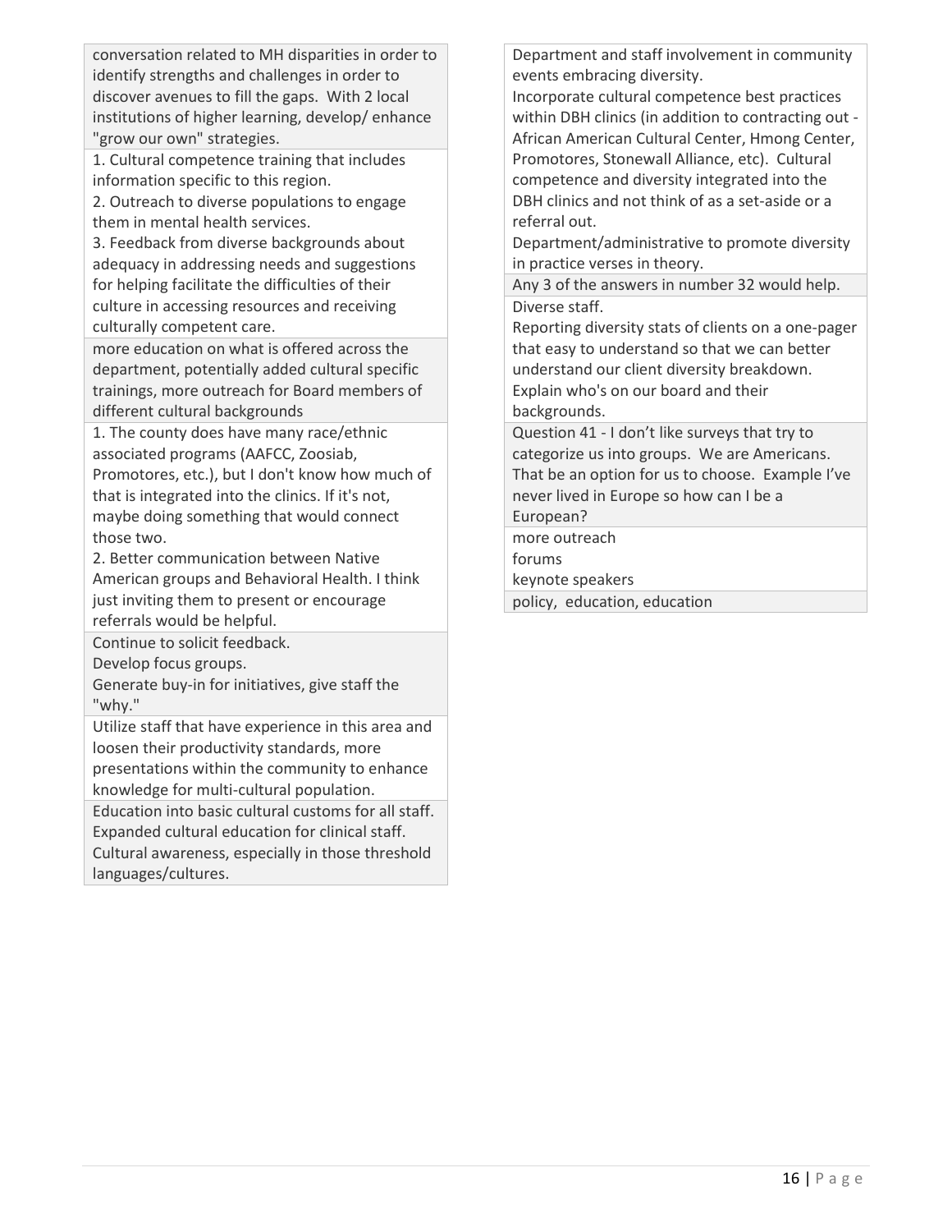| |
|---|
| conversation related to MH disparities in order to identify strengths and challenges in order to discover avenues to fill the gaps. With 2 local institutions of higher learning, develop/ enhance "grow our own" strategies. |
| 1. Cultural competence training that includes information specific to this region.<br>2. Outreach to diverse populations to engage them in mental health services.<br>3. Feedback from diverse backgrounds about adequacy in addressing needs and suggestions for helping facilitate the difficulties of their culture in accessing resources and receiving culturally competent care. |
| more education on what is offered across the department, potentially added cultural specific trainings, more outreach for Board members of different cultural backgrounds |
| 1. The county does have many race/ethnic associated programs (AAFCC, Zoosiab, Promotores, etc.), but I don't know how much of that is integrated into the clinics. If it's not, maybe doing something that would connect those two.<br>2. Better communication between Native American groups and Behavioral Health. I think just inviting them to present or encourage referrals would be helpful. |
| Continue to solicit feedback.<br>Develop focus groups.<br>Generate buy-in for initiatives, give staff the "why." |
| Utilize staff that have experience in this area and loosen their productivity standards, more presentations within the community to enhance knowledge for multi-cultural population. |
| Education into basic cultural customs for all staff.<br>Expanded cultural education for clinical staff.<br>Cultural awareness, especially in those threshold languages/cultures. |
| Department and staff involvement in community events embracing diversity.<br>Incorporate cultural competence best practices within DBH clinics (in addition to contracting out - African American Cultural Center, Hmong Center, Promotores, Stonewall Alliance, etc). Cultural competence and diversity integrated into the DBH clinics and not think of as a set-aside or a referral out.<br>Department/administrative to promote diversity in practice verses in theory. |
| Any 3 of the answers in number 32 would help. |
| Diverse staff.<br>Reporting diversity stats of clients on a one-pager that easy to understand so that we can better understand our client diversity breakdown.<br>Explain who's on our board and their backgrounds. |
| Question 41 - I don't like surveys that try to categorize us into groups. We are Americans. That be an option for us to choose. Example I've never lived in Europe so how can I be a European? |
| more outreach<br>forums<br>keynote speakers |
| policy, education, education |